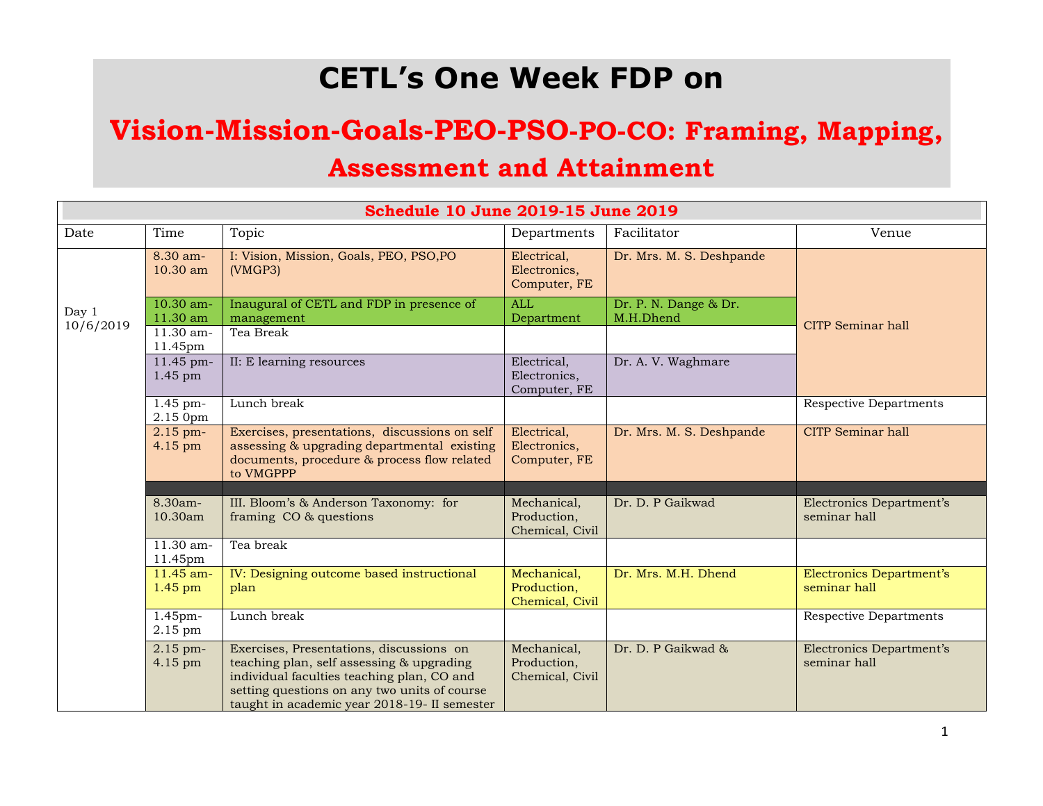# CETL's One Week FDP on

## Vision-Mission-Goals-PEO-PSO-PO-CO: Framing, Mapping, Assessment and Attainment

| Schedule 10 June 2019-15 June 2019 | | | | | |
|---|---|---|---|---|---|
| Date | Time | Topic | Departments | Facilitator | Venue |
| Day 1 10/6/2019 | 8.30 am-10.30 am | I: Vision, Mission, Goals, PEO, PSO,PO (VMGP3) | Electrical, Electronics, Computer, FE | Dr. Mrs. M. S. Deshpande | CITP Seminar hall |
| | 10.30 am-11.30 am | Inaugural of CETL and FDP in presence of management | ALL Department | Dr. P. N. Dange & Dr. M.H.Dhend | |
| | 11.30 am-11.45pm | Tea Break | | | |
| | 11.45 pm-1.45 pm | II: E learning resources | Electrical, Electronics, Computer, FE | Dr. A. V. Waghmare | |
| | 1.45 pm-2.15 0pm | Lunch break | | | Respective Departments |
| | 2.15 pm-4.15 pm | Exercises, presentations, discussions on self assessing & upgrading departmental existing documents, procedure & process flow related to VMGPPP | Electrical, Electronics, Computer, FE | Dr. Mrs. M. S. Deshpande | CITP Seminar hall |
| | | | | | |
| | 8.30am-10.30am | III. Bloom's & Anderson Taxonomy: for framing CO & questions | Mechanical, Production, Chemical, Civil | Dr. D. P Gaikwad | Electronics Department's seminar hall |
| | 11.30 am-11.45pm | Tea break | | | |
| | 11.45 am-1.45 pm | IV: Designing outcome based instructional plan | Mechanical, Production, Chemical, Civil | Dr. Mrs. M.H. Dhend | Electronics Department's seminar hall |
| | 1.45pm-2.15 pm | Lunch break | | | Respective Departments |
| | 2.15 pm-4.15 pm | Exercises, Presentations, discussions on teaching plan, self assessing & upgrading individual faculties teaching plan, CO and setting questions on any two units of course taught in academic year 2018-19- II semester | Mechanical, Production, Chemical, Civil | Dr. D. P Gaikwad & | Electronics Department's seminar hall |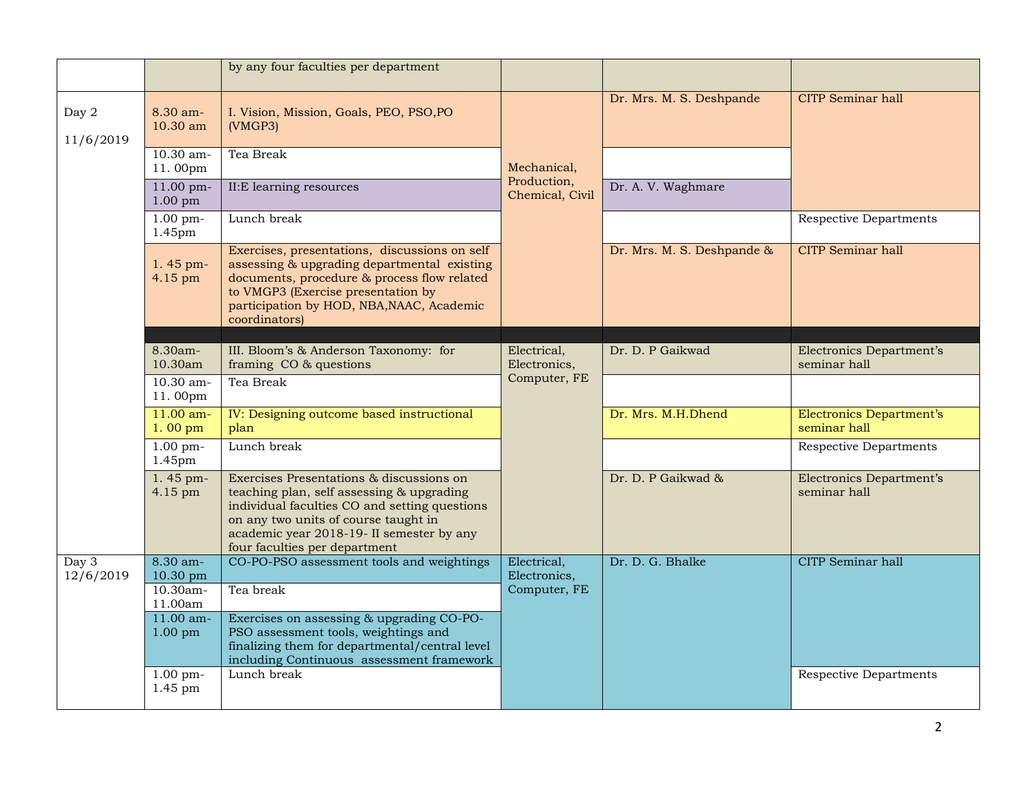| | | | | | |
|---|---|---|---|---|---|
| | | by any four faculties per department | | | |
| Day 2<br><br>11/6/2019 | 8.30 am-10.30 am | I. Vision, Mission, Goals, PEO, PSO,PO (VMGP3) | Mechanical, Production, Chemical, Civil | Dr. Mrs. M. S. Deshpande | CITP Seminar hall |
| | 10.30 am-11. 00pm | Tea Break | | | |
| | 11.00 pm-1.00 pm | II:E learning resources | | Dr. A. V. Waghmare | |
| | 1.00 pm-1.45pm | Lunch break | | | Respective Departments |
| | 1. 45 pm-4.15 pm | Exercises, presentations, discussions on self assessing & upgrading departmental existing documents, procedure & process flow related to VMGP3 (Exercise presentation by participation by HOD, NBA,NAAC, Academic coordinators) | | Dr. Mrs. M. S. Deshpande & | CITP Seminar hall |
| | | | | | |
| | 8.30am-10.30am | III. Bloom's & Anderson Taxonomy: for framing CO & questions | Electrical, Electronics, Computer, FE | Dr. D. P Gaikwad | Electronics Department's seminar hall |
| | 10.30 am-11. 00pm | Tea Break | | | |
| | 11.00 am-1. 00 pm | IV: Designing outcome based instructional plan | | Dr. Mrs. M.H.Dhend | Electronics Department's seminar hall |
| | 1.00 pm-1.45pm | Lunch break | | | Respective Departments |
| | 1. 45 pm-4.15 pm | Exercises Presentations & discussions on teaching plan, self assessing & upgrading individual faculties CO and setting questions on any two units of course taught in academic year 2018-19- II semester by any four faculties per department | | Dr. D. P Gaikwad & | Electronics Department's seminar hall |
| Day 3<br>12/6/2019 | 8.30 am-10.30 pm | CO-PO-PSO assessment tools and weightings | Electrical, Electronics, Computer, FE | Dr. D. G. Bhalke | CITP Seminar hall |
| | 10.30am-11.00am | Tea break | | | |
| | 11.00 am-1.00 pm | Exercises on assessing & upgrading CO-PO-PSO assessment tools, weightings and finalizing them for departmental/central level including Continuous assessment framework | | | |
| | 1.00 pm-1.45 pm | Lunch break | | | Respective Departments |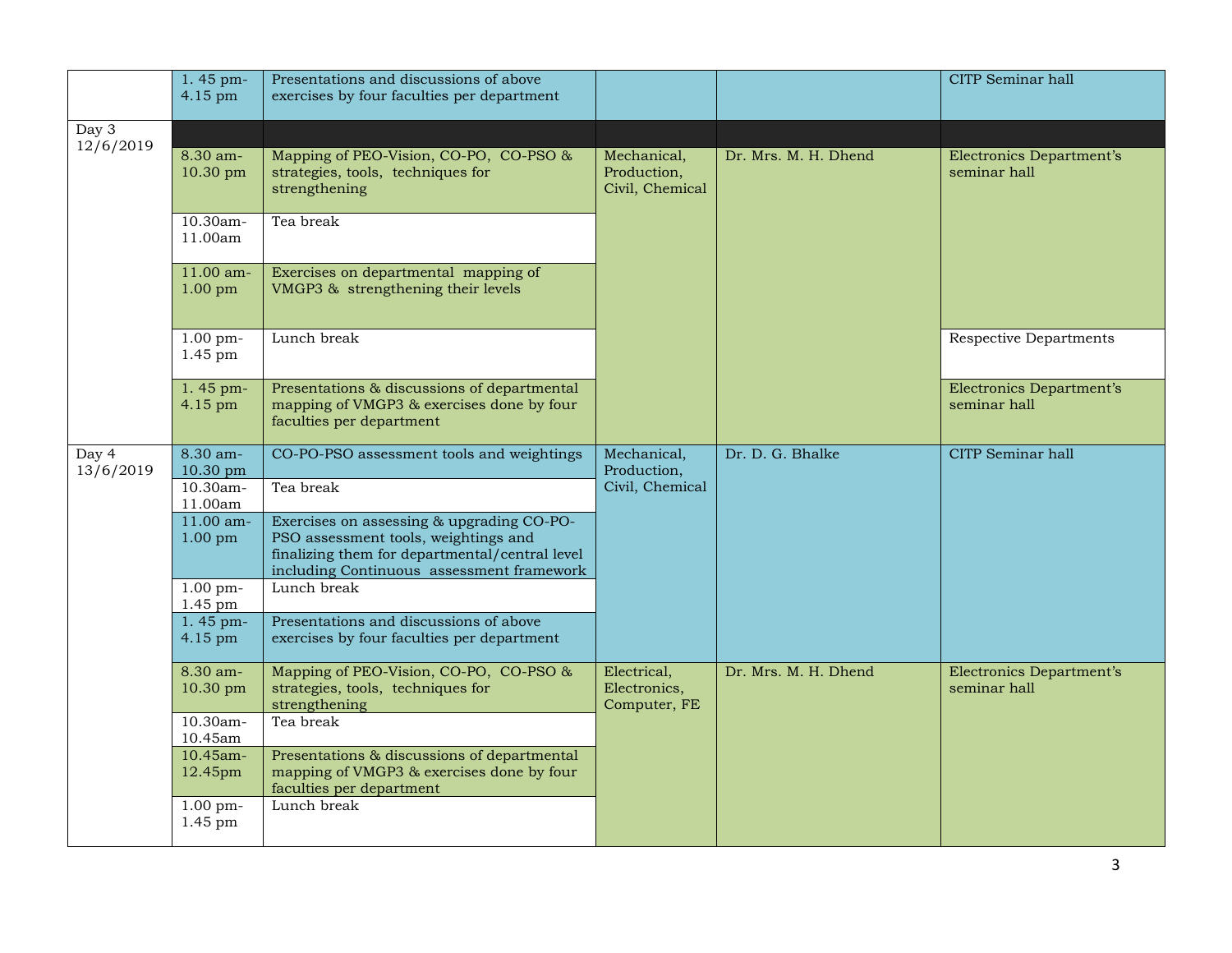| | | | | | |
|---|---|---|---|---|---|
| | 1. 45 pm-4.15 pm | Presentations and discussions of above exercises by four faculties per department | | | CITP Seminar hall |
| Day 3 12/6/2019 | | | | | |
| | 8.30 am-10.30 pm | Mapping of PEO-Vision, CO-PO, CO-PSO & strategies, tools, techniques for strengthening | Mechanical, Production, Civil, Chemical | Dr. Mrs. M. H. Dhend | Electronics Department's seminar hall |
| | 10.30am-11.00am | Tea break | | | |
| | 11.00 am-1.00 pm | Exercises on departmental mapping of VMGP3 & strengthening their levels | | | |
| | 1.00 pm-1.45 pm | Lunch break | | | Respective Departments |
| | 1. 45 pm-4.15 pm | Presentations & discussions of departmental mapping of VMGP3 & exercises done by four faculties per department | | | Electronics Department's seminar hall |
| Day 4 13/6/2019 | 8.30 am-10.30 pm | CO-PO-PSO assessment tools and weightings | Mechanical, Production, Civil, Chemical | Dr. D. G. Bhalke | CITP Seminar hall |
| | 10.30am-11.00am | Tea break | | | |
| | 11.00 am-1.00 pm | Exercises on assessing & upgrading CO-PO-PSO assessment tools, weightings and finalizing them for departmental/central level including Continuous assessment framework | | | |
| | 1.00 pm-1.45 pm | Lunch break | | | |
| | 1. 45 pm-4.15 pm | Presentations and discussions of above exercises by four faculties per department | | | |
| | 8.30 am-10.30 pm | Mapping of PEO-Vision, CO-PO, CO-PSO & strategies, tools, techniques for strengthening | Electrical, Electronics, Computer, FE | Dr. Mrs. M. H. Dhend | Electronics Department's seminar hall |
| | 10.30am-10.45am | Tea break | | | |
| | 10.45am-12.45pm | Presentations & discussions of departmental mapping of VMGP3 & exercises done by four faculties per department | | | |
| | 1.00 pm-1.45 pm | Lunch break | | | |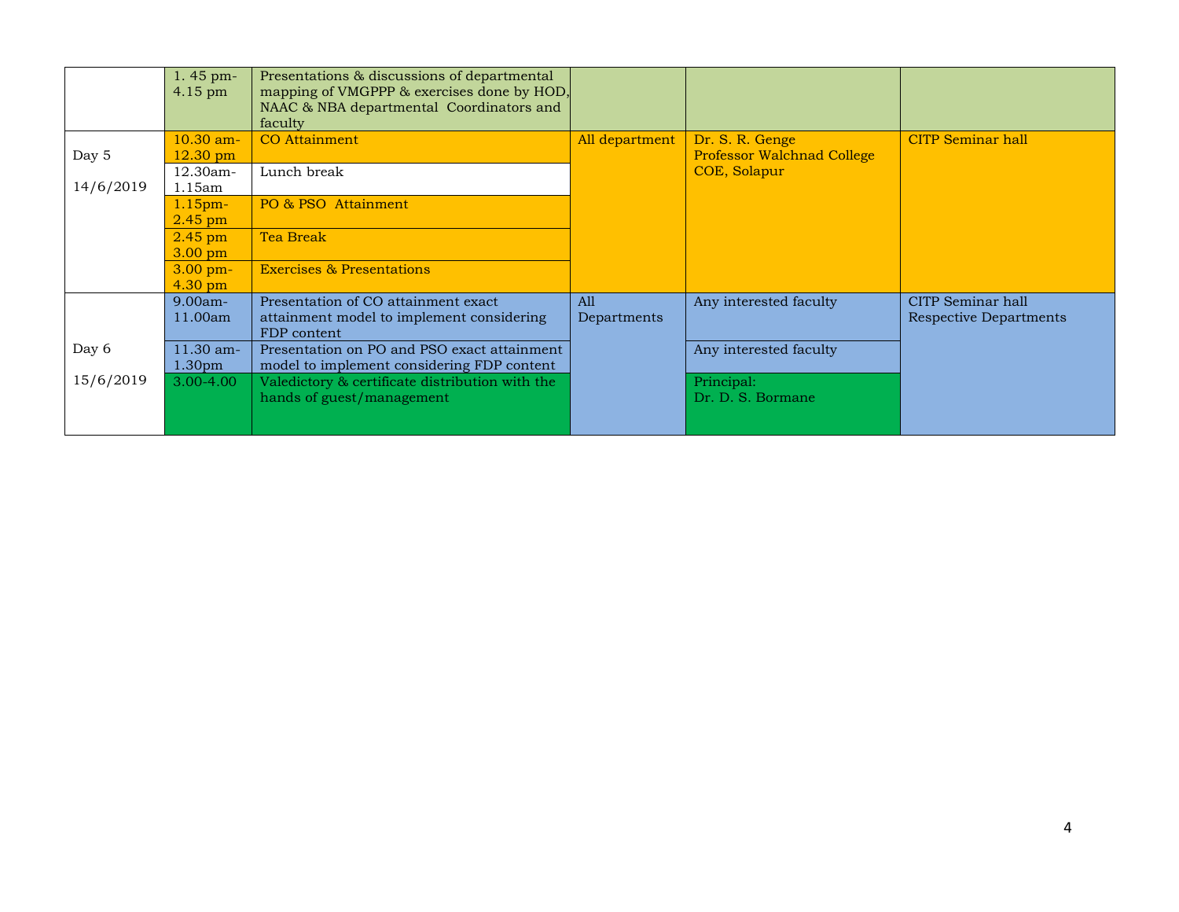| | | | | | |
|---|---|---|---|---|---|
| | 1. 45 pm-4.15 pm | Presentations & discussions of departmental mapping of VMGPPP & exercises done by HOD, NAAC & NBA departmental Coordinators and faculty | | | |
| Day 5 14/6/2019 | 10.30 am-12.30 pm | CO Attainment | All department | Dr. S. R. Genge Professor Walchnad College COE, Solapur | CITP Seminar hall |
| | 12.30am-1.15am | Lunch break | | | |
| | 1.15pm-2.45 pm | PO & PSO Attainment | | | |
| | 2.45 pm 3.00 pm | Tea Break | | | |
| | 3.00 pm-4.30 pm | Exercises & Presentations | | | |
| Day 6 15/6/2019 | 9.00am-11.00am | Presentation of CO attainment exact attainment model to implement considering FDP content | All Departments | Any interested faculty | CITP Seminar hall Respective Departments |
| | 11.30 am-1.30pm | Presentation on PO and PSO exact attainment model to implement considering FDP content | | Any interested faculty | |
| | 3.00-4.00 | Valedictory & certificate distribution with the hands of guest/management | | Principal: Dr. D. S. Bormane | |